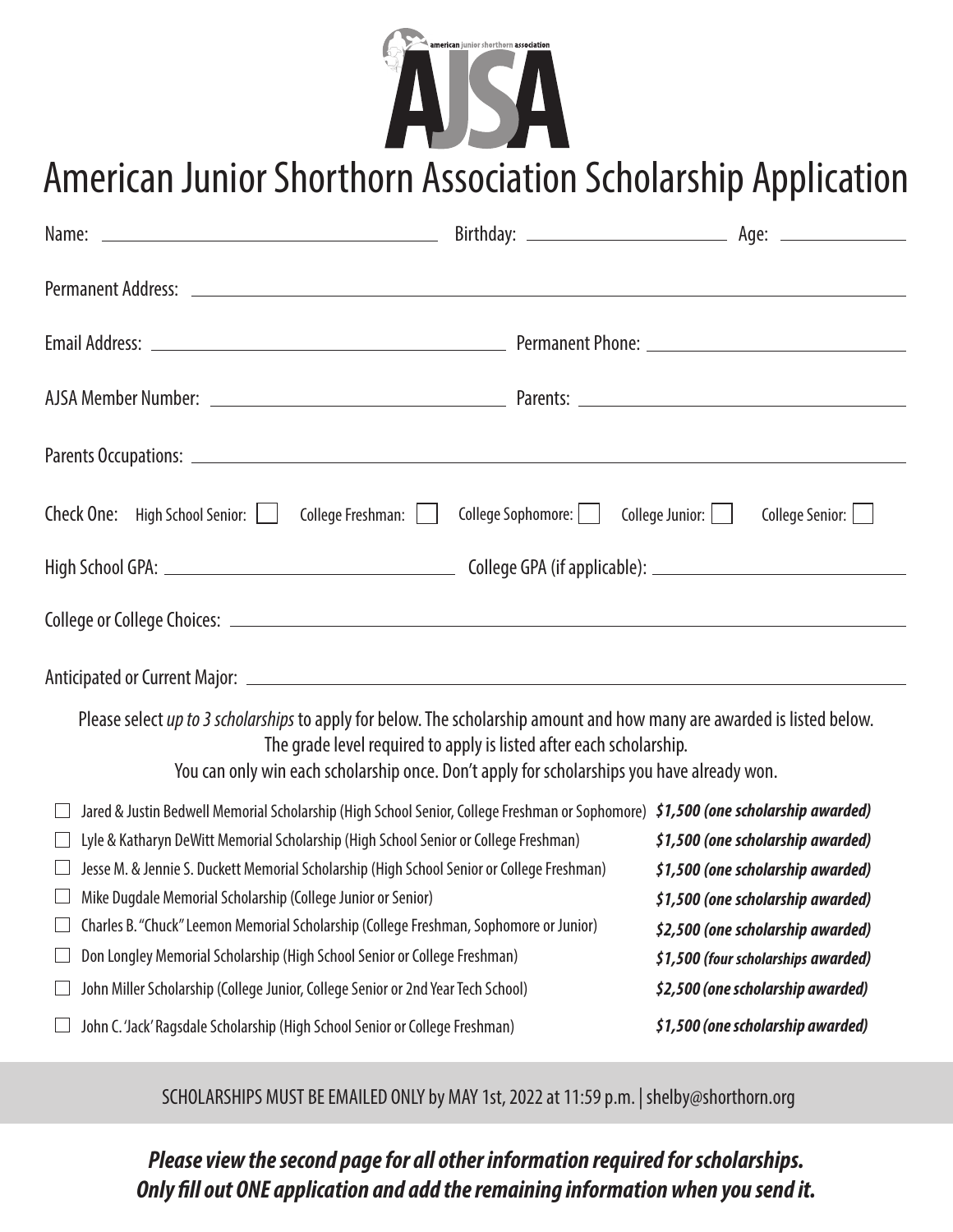american junior shorthorn association

AJSA

# American Junior Shorthorn Association Scholarship Application

Name: ______________________ Birthday: ______________________ Age: __________

Permanent Address: ____________________________________________

Email Address: ______________________ Permanent Phone: ______________________

AJSA Member Number: ______________________ Parents: ______________________

Parents Occupations: ____________________________________________

Check One: High School Senior: ☐ College Freshman: ☐ College Sophomore: ☐ College Junior: ☐ College Senior: ☐

High School GPA: ______________________ College GPA (if applicable): ______________________

College or College Choices: ____________________________________________

Anticipated or Current Major: ____________________________________________

Please select *up to 3 scholarships* to apply for below. The scholarship amount and how many are awarded is listed below. The grade level required to apply is listed after each scholarship.
You can only win each scholarship once. Don't apply for scholarships you have already won.

- ☐ Jared & Justin Bedwell Memorial Scholarship (High School Senior, College Freshman or Sophomore) ***$1,500 (one scholarship awarded)***
- ☐ Lyle & Katharyn DeWitt Memorial Scholarship (High School Senior or College Freshman) ***$1,500 (one scholarship awarded)***
- ☐ Jesse M. & Jennie S. Duckett Memorial Scholarship (High School Senior or College Freshman) ***$1,500 (one scholarship awarded)***
- ☐ Mike Dugdale Memorial Scholarship (College Junior or Senior) ***$1,500 (one scholarship awarded)***
- ☐ Charles B. "Chuck" Leemon Memorial Scholarship (College Freshman, Sophomore or Junior) ***$2,500 (one scholarship awarded)***
- ☐ Don Longley Memorial Scholarship (High School Senior or College Freshman) ***$1,500 (four scholarships awarded)***
- ☐ John Miller Scholarship (College Junior, College Senior or 2nd Year Tech School) ***$2,500 (one scholarship awarded)***
- ☐ John C. 'Jack' Ragsdale Scholarship (High School Senior or College Freshman) ***$1,500 (one scholarship awarded)***

SCHOLARSHIPS MUST BE EMAILED ONLY by MAY 1st, 2022 at 11:59 p.m. | shelby@shorthorn.org

***Please view the second page for all other information required for scholarships.***
***Only fill out ONE application and add the remaining information when you send it.***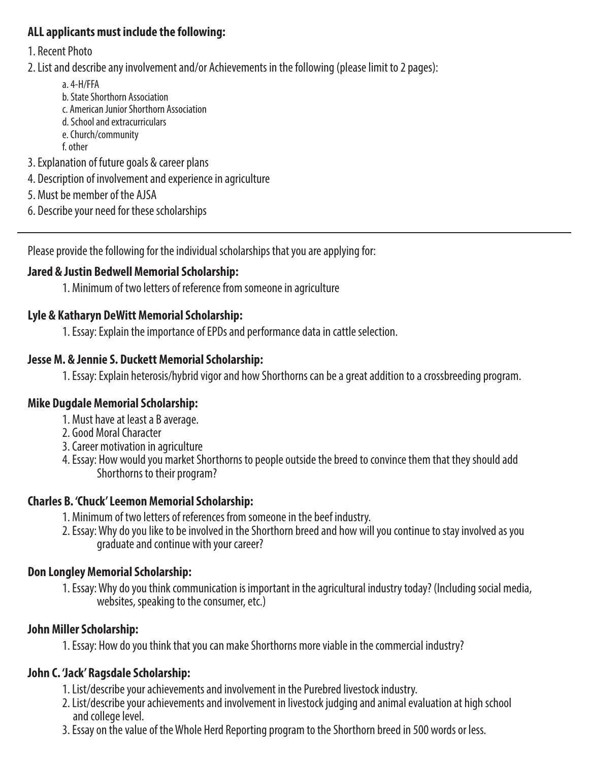**ALL applicants must include the following:**

1. Recent Photo
2. List and describe any involvement and/or Achievements in the following (please limit to 2 pages):
    a. 4-H/FFA
    b. State Shorthorn Association
    c. American Junior Shorthorn Association
    d. School and extracurriculars
    e. Church/community
    f. other
3. Explanation of future goals & career plans
4. Description of involvement and experience in agriculture
5. Must be member of the AJSA
6. Describe your need for these scholarships

---

Please provide the following for the individual scholarships that you are applying for:

**Jared & Justin Bedwell Memorial Scholarship:**

1. Minimum of two letters of reference from someone in agriculture

**Lyle & Katharyn DeWitt Memorial Scholarship:**

1. Essay: Explain the importance of EPDs and performance data in cattle selection.

**Jesse M. & Jennie S. Duckett Memorial Scholarship:**

1. Essay: Explain heterosis/hybrid vigor and how Shorthorns can be a great addition to a crossbreeding program.

**Mike Dugdale Memorial Scholarship:**

1. Must have at least a B average.
2. Good Moral Character
3. Career motivation in agriculture
4. Essay: How would you market Shorthorns to people outside the breed to convince them that they should add Shorthorns to their program?

**Charles B. 'Chuck' Leemon Memorial Scholarship:**

1. Minimum of two letters of references from someone in the beef industry.
2. Essay: Why do you like to be involved in the Shorthorn breed and how will you continue to stay involved as you graduate and continue with your career?

**Don Longley Memorial Scholarship:**

1. Essay: Why do you think communication is important in the agricultural industry today? (Including social media, websites, speaking to the consumer, etc.)

**John Miller Scholarship:**

1. Essay: How do you think that you can make Shorthorns more viable in the commercial industry?

**John C. 'Jack' Ragsdale Scholarship:**

1. List/describe your achievements and involvement in the Purebred livestock industry.
2. List/describe your achievements and involvement in livestock judging and animal evaluation at high school and college level.
3. Essay on the value of the Whole Herd Reporting program to the Shorthorn breed in 500 words or less.